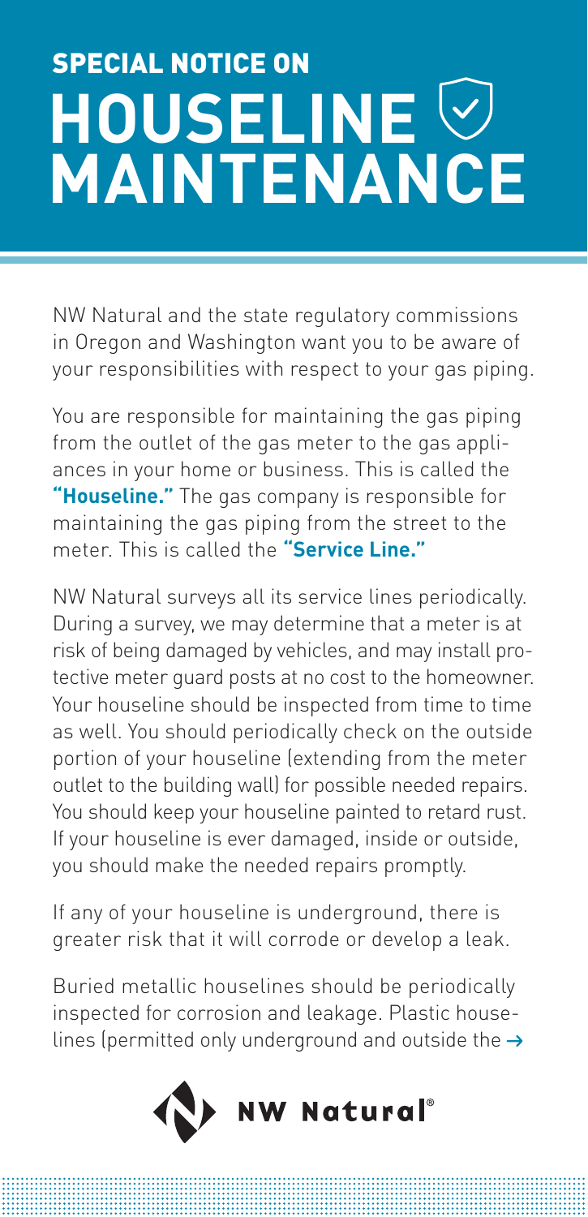# SPECIAL NOTICE ON HOUSELINE MAINTENANCE

NW Natural and the state regulatory commissions in Oregon and Washington want you to be aware of your responsibilities with respect to your gas piping.

You are responsible for maintaining the gas piping from the outlet of the gas meter to the gas appliances in your home or business. This is called the **"Houseline."** The gas company is responsible for maintaining the gas piping from the street to the meter. This is called the **"Service Line."**

NW Natural surveys all its service lines periodically. During a survey, we may determine that a meter is at risk of being damaged by vehicles, and may install protective meter guard posts at no cost to the homeowner. Your houseline should be inspected from time to time as well. You should periodically check on the outside portion of your houseline (extending from the meter outlet to the building wall) for possible needed repairs. You should keep your houseline painted to retard rust. If your houseline is ever damaged, inside or outside, you should make the needed repairs promptly.

If any of your houseline is underground, there is greater risk that it will corrode or develop a leak.

Buried metallic houselines should be periodically inspected for corrosion and leakage. Plastic houselines (permitted only underground and outside the →

NW Natural®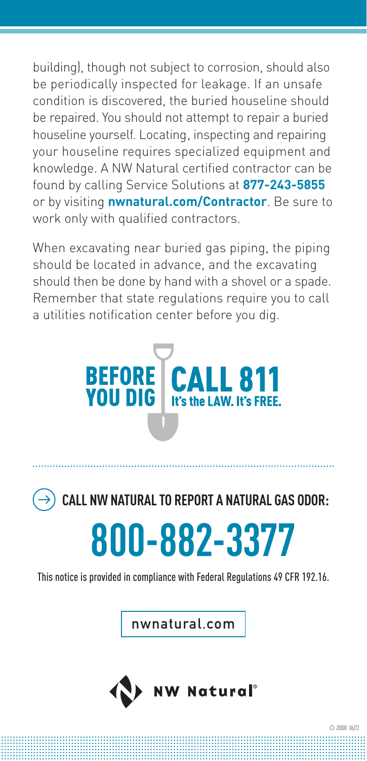building), though not subject to corrosion, should also be periodically inspected for leakage. If an unsafe condition is discovered, the buried houseline should be repaired. You should not attempt to repair a buried houseline yourself. Locating, inspecting and repairing your houseline requires specialized equipment and knowledge. A NW Natural certified contractor can be found by calling Service Solutions at **877-243-5855** or by visiting **nwnatural.com/Contractor**. Be sure to work only with qualified contractors.

When excavating near buried gas piping, the piping should be located in advance, and the excavating should then be done by hand with a shovel or a spade. Remember that state regulations require you to call a utilities notification center before you dig.

**BEFORE YOU DIG CALL 811**

**It's the LAW. It's FREE.**

**CALL NW NATURAL TO REPORT A NATURAL GAS ODOR:**

# 800-882-3377

This notice is provided in compliance with Federal Regulations 49 CFR 192.16.

nwnatural.com

NW Natural®

Z0008 06/22